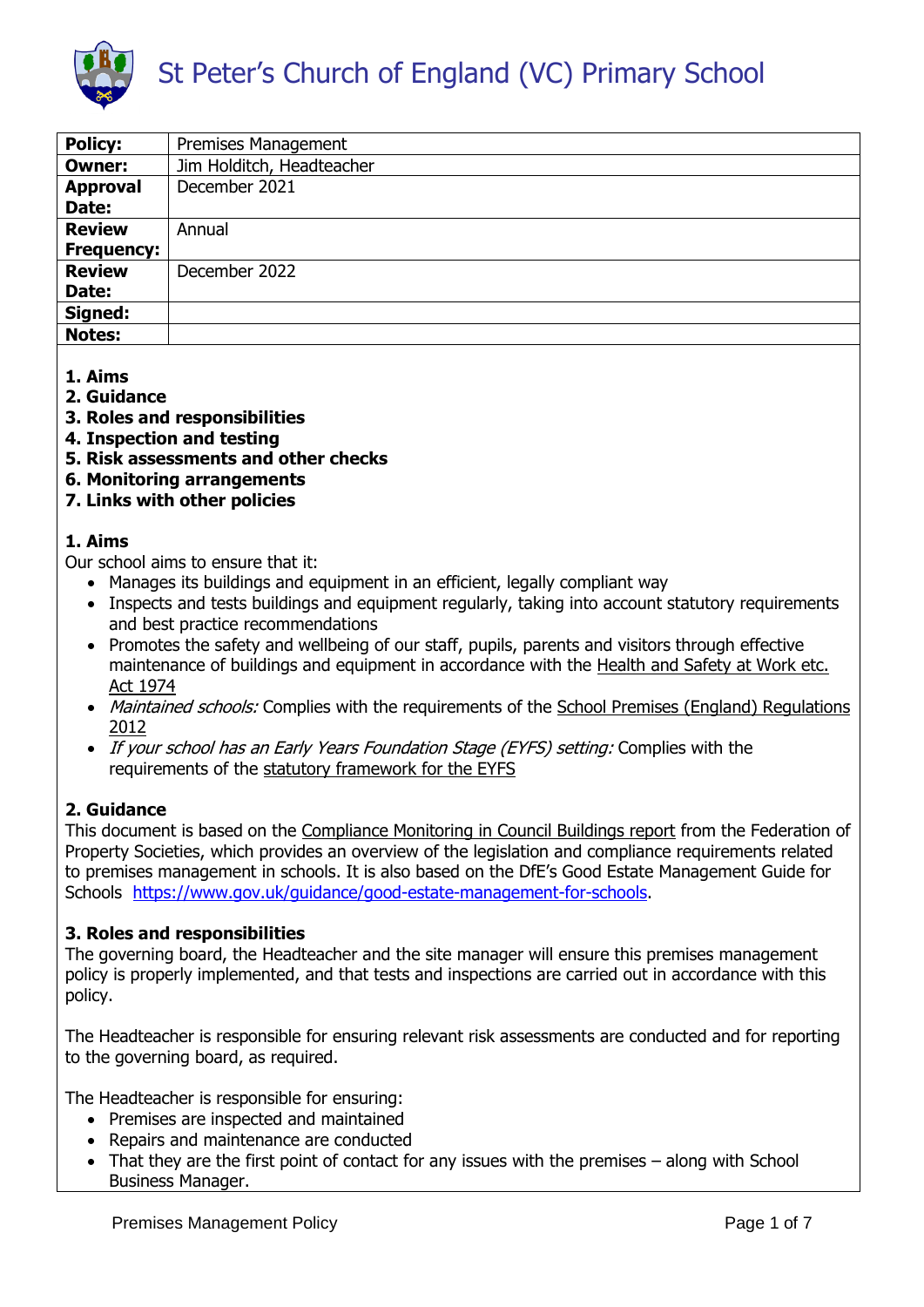# St Peter's Church of England (VC) Primary School

| **Policy:** | Premises Management |
| --- | --- |
| **Owner:** | Jim Holditch, Headteacher |
| **Approval Date:** | December 2021 |
| **Review Frequency:** | Annual |
| **Review Date:** | December 2022 |
| **Signed:** | |
| **Notes:** | |

**1. Aims**
**2. Guidance**
**3. Roles and responsibilities**
**4. Inspection and testing**
**5. Risk assessments and other checks**
**6. Monitoring arrangements**
**7. Links with other policies**

## 1. Aims

Our school aims to ensure that it:

- Manages its buildings and equipment in an efficient, legally compliant way
- Inspects and tests buildings and equipment regularly, taking into account statutory requirements and best practice recommendations
- Promotes the safety and wellbeing of our staff, pupils, parents and visitors through effective maintenance of buildings and equipment in accordance with the Health and Safety at Work etc. Act 1974
- *Maintained schools:* Complies with the requirements of the School Premises (England) Regulations 2012
- *If your school has an Early Years Foundation Stage (EYFS) setting:* Complies with the requirements of the statutory framework for the EYFS

## 2. Guidance

This document is based on the Compliance Monitoring in Council Buildings report from the Federation of Property Societies, which provides an overview of the legislation and compliance requirements related to premises management in schools. It is also based on the DfE's Good Estate Management Guide for Schools https://www.gov.uk/guidance/good-estate-management-for-schools.

## 3. Roles and responsibilities

The governing board, the Headteacher and the site manager will ensure this premises management policy is properly implemented, and that tests and inspections are carried out in accordance with this policy.

The Headteacher is responsible for ensuring relevant risk assessments are conducted and for reporting to the governing board, as required.

The Headteacher is responsible for ensuring:

- Premises are inspected and maintained
- Repairs and maintenance are conducted
- That they are the first point of contact for any issues with the premises – along with School Business Manager.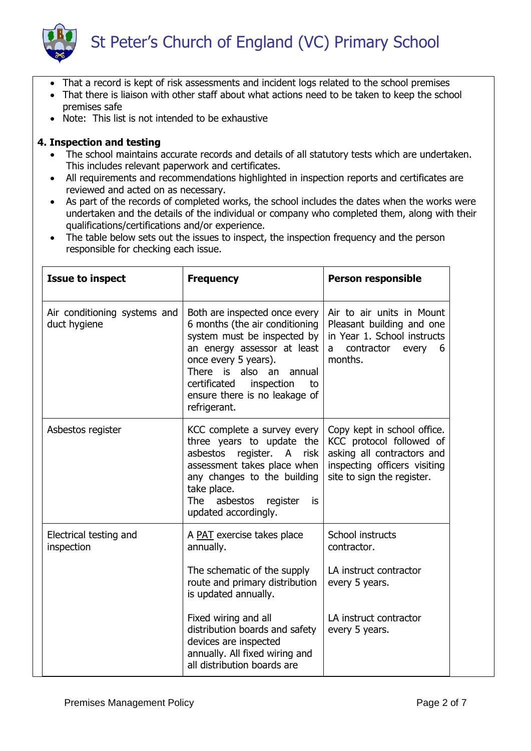- That a record is kept of risk assessments and incident logs related to the school premises
- That there is liaison with other staff about what actions need to be taken to keep the school premises safe
- Note: This list is not intended to be exhaustive

**4. Inspection and testing**

- The school maintains accurate records and details of all statutory tests which are undertaken. This includes relevant paperwork and certificates.
- All requirements and recommendations highlighted in inspection reports and certificates are reviewed and acted on as necessary.
- As part of the records of completed works, the school includes the dates when the works were undertaken and the details of the individual or company who completed them, along with their qualifications/certifications and/or experience.
- The table below sets out the issues to inspect, the inspection frequency and the person responsible for checking each issue.

| Issue to inspect | Frequency | Person responsible |
|---|---|---|
| Air conditioning systems and duct hygiene | Both are inspected once every 6 months (the air conditioning system must be inspected by an energy assessor at least once every 5 years). There is also an annual certificated inspection to ensure there is no leakage of refrigerant. | Air to air units in Mount Pleasant building and one in Year 1. School instructs a contractor every 6 months. |
| Asbestos register | KCC complete a survey every three years to update the asbestos register. A risk assessment takes place when any changes to the building take place. The asbestos register is updated accordingly. | Copy kept in school office. KCC protocol followed of asking all contractors and inspecting officers visiting site to sign the register. |
| Electrical testing and inspection | A PAT exercise takes place annually.<br><br>The schematic of the supply route and primary distribution is updated annually.<br><br>Fixed wiring and all distribution boards and safety devices are inspected annually. All fixed wiring and all distribution boards are | School instructs contractor.<br><br>LA instruct contractor every 5 years.<br><br>LA instruct contractor every 5 years. |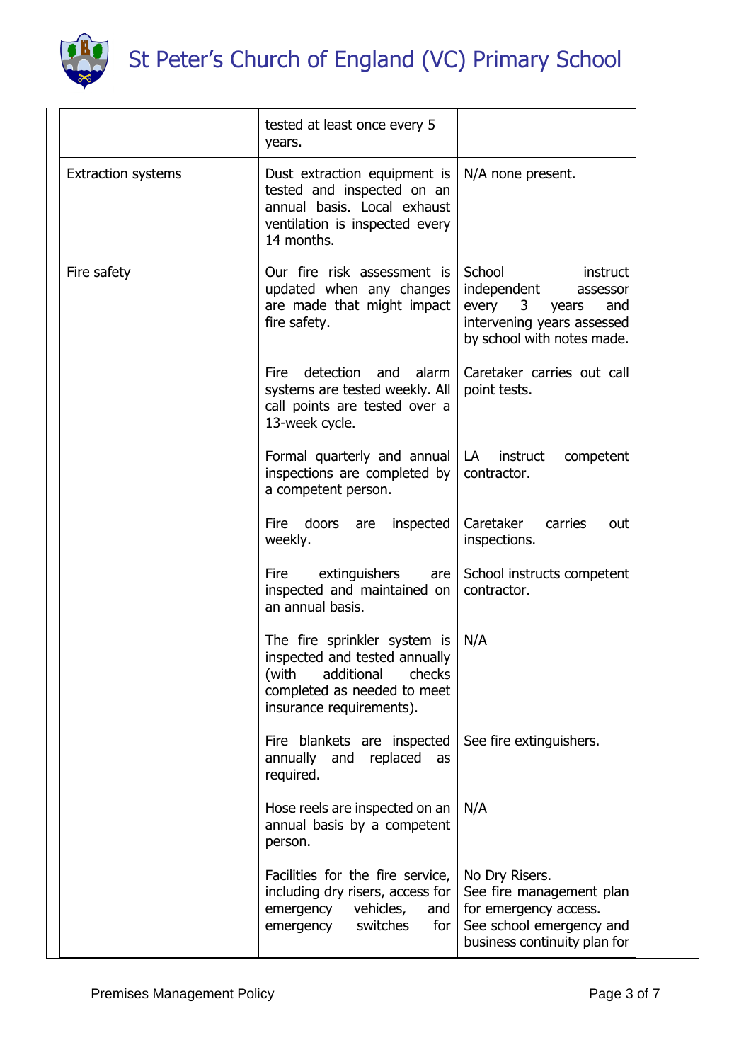| | | |
|---|---|---|
| | tested at least once every 5 years. | |
| Extraction systems | Dust extraction equipment is tested and inspected on an annual basis. Local exhaust ventilation is inspected every 14 months. | N/A none present. |
| Fire safety | Our fire risk assessment is updated when any changes are made that might impact fire safety. | School instruct independent assessor every 3 years and intervening years assessed by school with notes made. |
| | Fire detection and alarm systems are tested weekly. All call points are tested over a 13-week cycle. | Caretaker carries out call point tests. |
| | Formal quarterly and annual inspections are completed by a competent person. | LA instruct competent contractor. |
| | Fire doors are inspected weekly. | Caretaker carries out inspections. |
| | Fire extinguishers are inspected and maintained on an annual basis. | School instructs competent contractor. |
| | The fire sprinkler system is inspected and tested annually (with additional checks completed as needed to meet insurance requirements). | N/A |
| | Fire blankets are inspected annually and replaced as required. | See fire extinguishers. |
| | Hose reels are inspected on an annual basis by a competent person. | N/A |
| | Facilities for the fire service, including dry risers, access for emergency vehicles, and emergency switches for | No Dry Risers. See fire management plan for emergency access. See school emergency and business continuity plan for |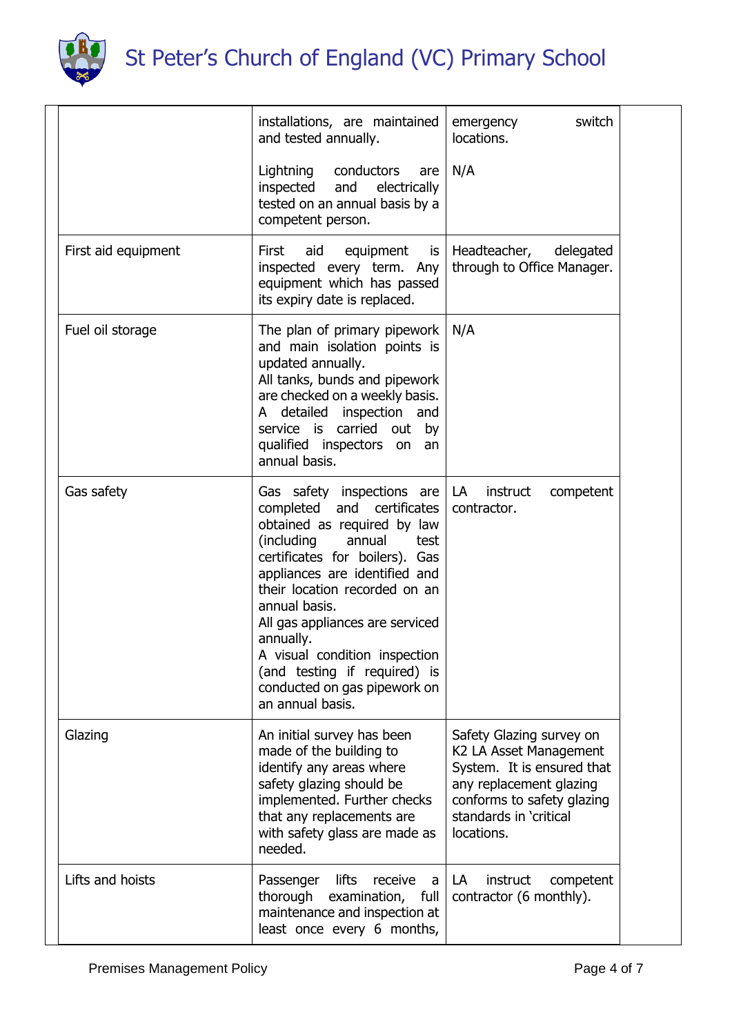| | | | |
|---|---|---|---|
| | installations, are maintained and tested annually.<br><br>Lightning conductors are inspected and electrically tested on an annual basis by a competent person. | emergency switch locations.<br><br>N/A | |
| First aid equipment | First aid equipment is inspected every term. Any equipment which has passed its expiry date is replaced. | Headteacher, delegated through to Office Manager. | |
| Fuel oil storage | The plan of primary pipework and main isolation points is updated annually.<br>All tanks, bunds and pipework are checked on a weekly basis.<br>A detailed inspection and service is carried out by qualified inspectors on an annual basis. | N/A | |
| Gas safety | Gas safety inspections are completed and certificates obtained as required by law (including annual test certificates for boilers). Gas appliances are identified and their location recorded on an annual basis.<br>All gas appliances are serviced annually.<br>A visual condition inspection (and testing if required) is conducted on gas pipework on an annual basis. | LA instruct competent contractor. | |
| Glazing | An initial survey has been made of the building to identify any areas where safety glazing should be implemented. Further checks that any replacements are with safety glass are made as needed. | Safety Glazing survey on K2 LA Asset Management System. It is ensured that any replacement glazing conforms to safety glazing standards in 'critical locations. | |
| Lifts and hoists | Passenger lifts receive a thorough examination, full maintenance and inspection at least once every 6 months, | LA instruct competent contractor (6 monthly). | |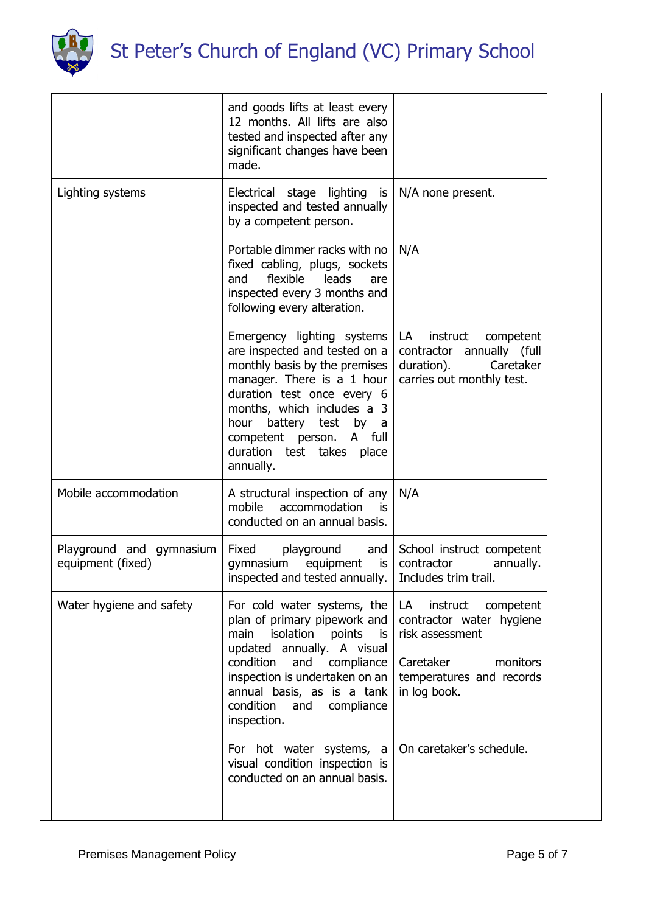| | | | |
|---|---|---|---|
| | and goods lifts at least every 12 months. All lifts are also tested and inspected after any significant changes have been made. | | |
| Lighting systems | Electrical stage lighting is inspected and tested annually by a competent person. | N/A none present. | |
| | Portable dimmer racks with no fixed cabling, plugs, sockets and flexible leads are inspected every 3 months and following every alteration. | N/A | |
| | Emergency lighting systems are inspected and tested on a monthly basis by the premises manager. There is a 1 hour duration test once every 6 months, which includes a 3 hour battery test by a competent person. A full duration test takes place annually. | LA instruct competent contractor annually (full duration). Caretaker carries out monthly test. | |
| Mobile accommodation | A structural inspection of any mobile accommodation is conducted on an annual basis. | N/A | |
| Playground and gymnasium equipment (fixed) | Fixed playground and gymnasium equipment is inspected and tested annually. | School instruct competent contractor annually. Includes trim trail. | |
| Water hygiene and safety | For cold water systems, the plan of primary pipework and main isolation points is updated annually. A visual condition and compliance inspection is undertaken on an annual basis, as is a tank condition and compliance inspection. | LA instruct competent contractor water hygiene risk assessment<br><br>Caretaker monitors temperatures and records in log book. | |
| | For hot water systems, a visual condition inspection is conducted on an annual basis. | On caretaker's schedule. | |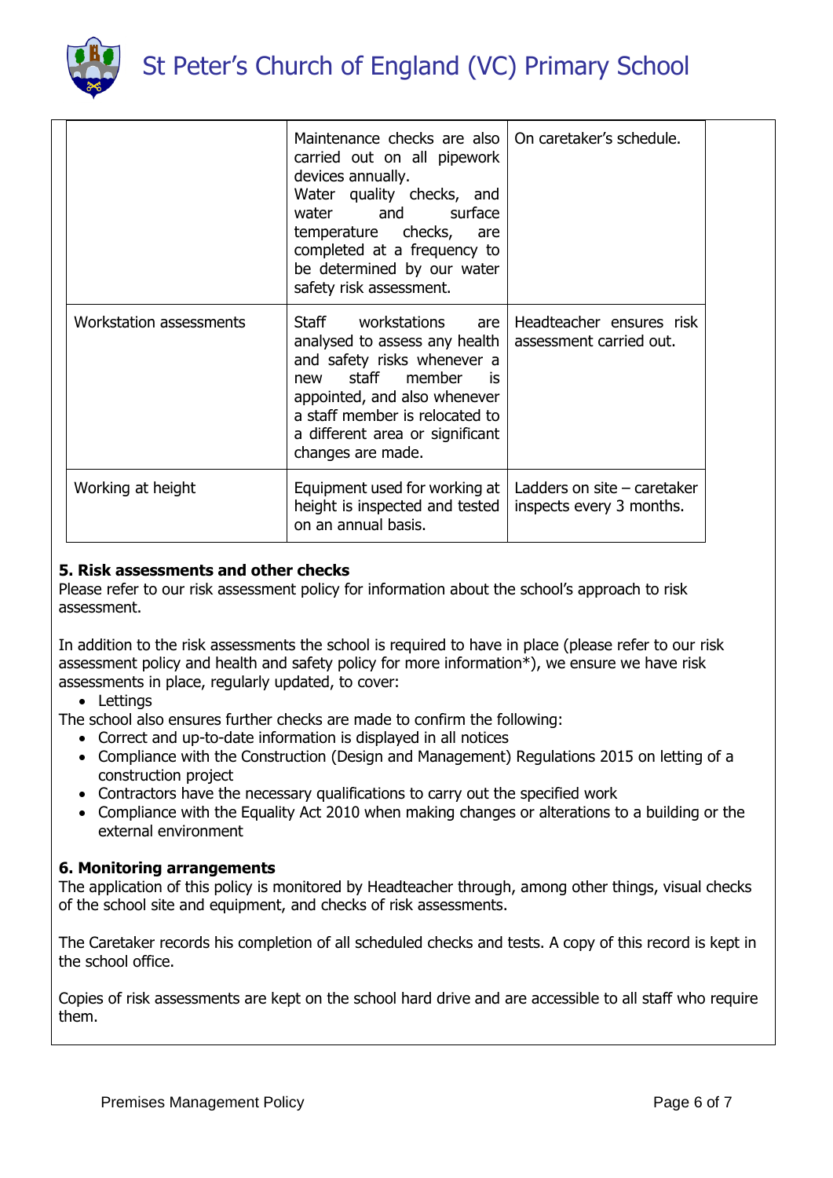| | | |
|---|---|---|
| | Maintenance checks are also carried out on all pipework devices annually. Water quality checks, and water and surface temperature checks, are completed at a frequency to be determined by our water safety risk assessment. | On caretaker's schedule. |
| Workstation assessments | Staff workstations are analysed to assess any health and safety risks whenever a new staff member is appointed, and also whenever a staff member is relocated to a different area or significant changes are made. | Headteacher ensures risk assessment carried out. |
| Working at height | Equipment used for working at height is inspected and tested on an annual basis. | Ladders on site – caretaker inspects every 3 months. |

## 5. Risk assessments and other checks

Please refer to our risk assessment policy for information about the school's approach to risk assessment.

In addition to the risk assessments the school is required to have in place (please refer to our risk assessment policy and health and safety policy for more information*), we ensure we have risk assessments in place, regularly updated, to cover:

- Lettings

The school also ensures further checks are made to confirm the following:

- Correct and up-to-date information is displayed in all notices
- Compliance with the Construction (Design and Management) Regulations 2015 on letting of a construction project
- Contractors have the necessary qualifications to carry out the specified work
- Compliance with the Equality Act 2010 when making changes or alterations to a building or the external environment

## 6. Monitoring arrangements

The application of this policy is monitored by Headteacher through, among other things, visual checks of the school site and equipment, and checks of risk assessments.

The Caretaker records his completion of all scheduled checks and tests. A copy of this record is kept in the school office.

Copies of risk assessments are kept on the school hard drive and are accessible to all staff who require them.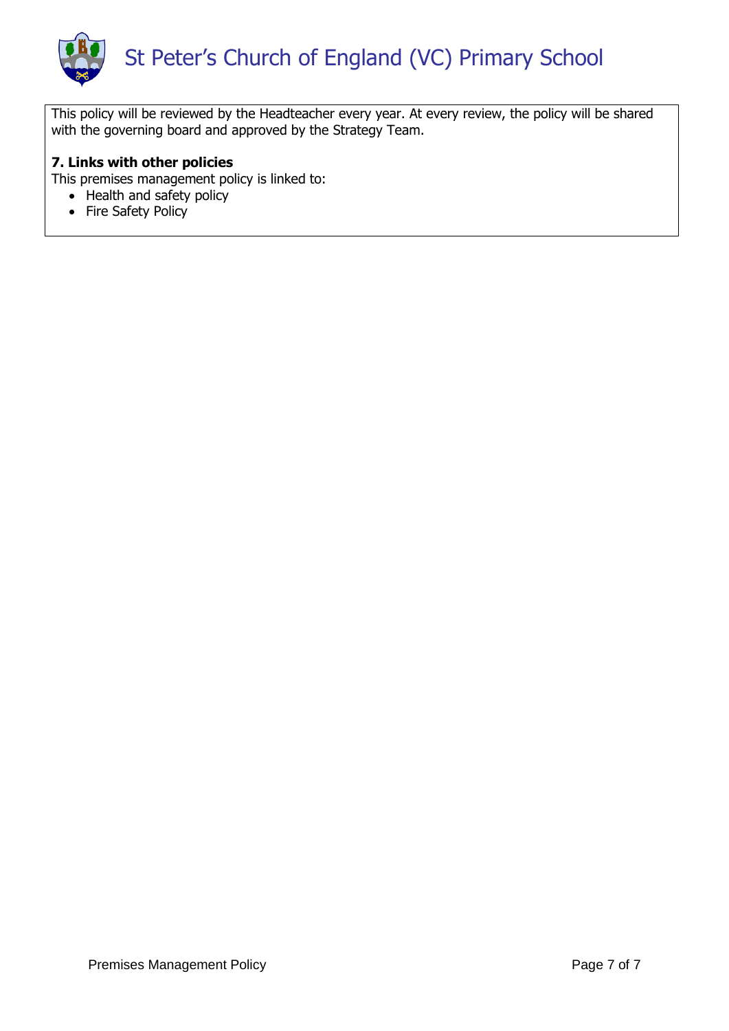This policy will be reviewed by the Headteacher every year. At every review, the policy will be shared with the governing board and approved by the Strategy Team.

**7. Links with other policies**

This premises management policy is linked to:

- Health and safety policy
- Fire Safety Policy